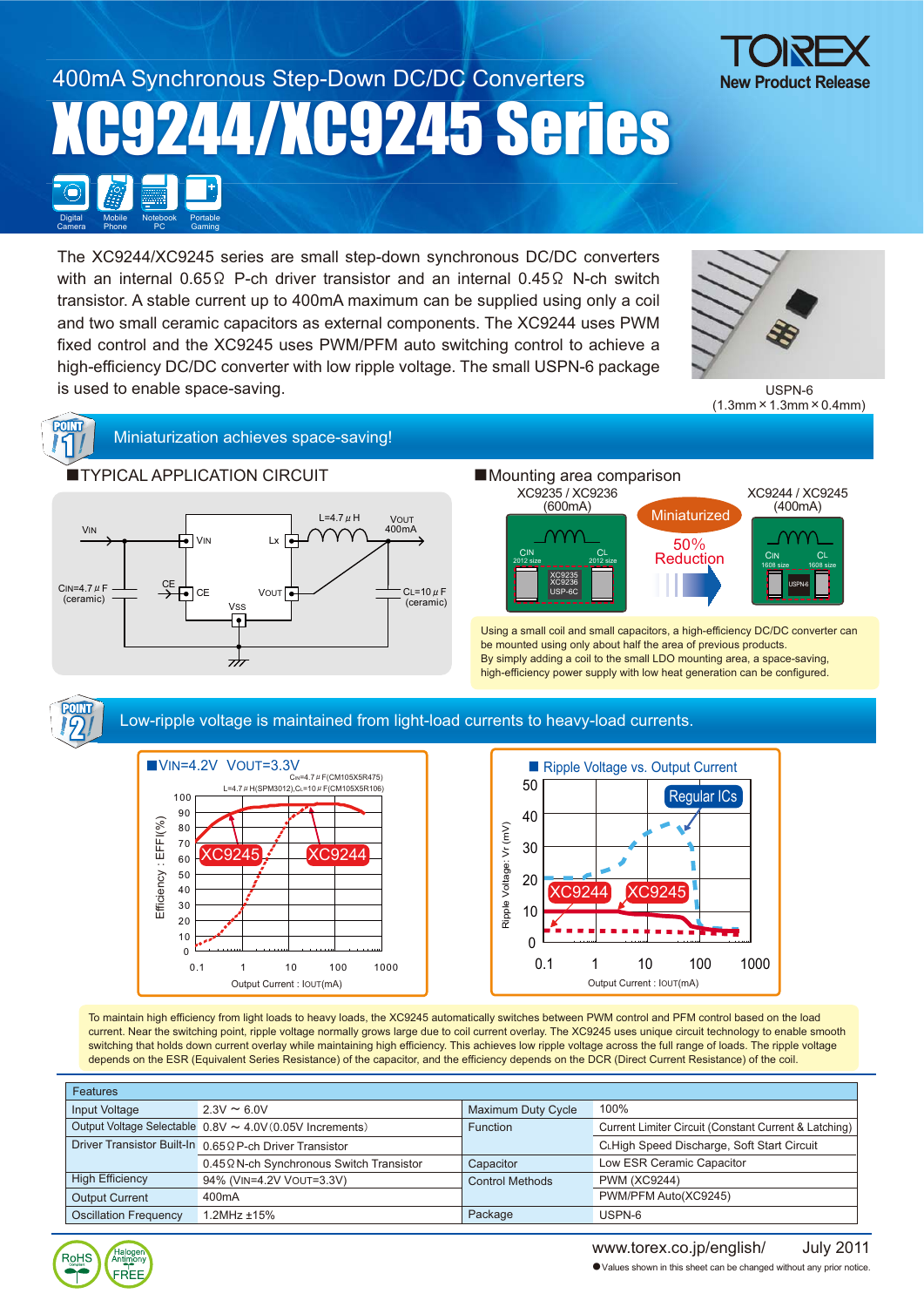400mA Synchronous Step-Down DC/DC Converters

# XC9244/XC9245 Series

TOREX New Product Release

Digital Camera, Mobile Phone, Notebook PC, Portable Gaming

The XC9244/XC9245 series are small step-down synchronous DC/DC converters with an internal 0.65Ω P-ch driver transistor and an internal 0.45Ω N-ch switch transistor. A stable current up to 400mA maximum can be supplied using only a coil and two small ceramic capacitors as external components. The XC9244 uses PWM fixed control and the XC9245 uses PWM/PFM auto switching control to achieve a high-efficiency DC/DC converter with low ripple voltage. The small USPN-6 package is used to enable space-saving.

USPN-6
(1.3mm×1.3mm×0.4mm)

## POINT 1 Miniaturization achieves space-saving!

### ■TYPICAL APPLICATION CIRCUIT

VIN, CIN=4.7μF (ceramic), CE, VIN, Lx, CE, VOUT, VSS, L=4.7μH, VOUT 400mA, CL=10μF (ceramic)

### ■Mounting area comparison

XC9235 / XC9236 (600mA) — Miniaturized, 50% Reduction — XC9244 / XC9245 (400mA)

Using a small coil and small capacitors, a high-efficiency DC/DC converter can be mounted using only about half the area of previous products.
By simply adding a coil to the small LDO mounting area, a space-saving, high-efficiency power supply with low heat generation can be configured.

## POINT 2 Low-ripple voltage is maintained from light-load currents to heavy-load currents.

■VIN=4.2V VOUT=3.3V
CIN=4.7μF(CM105X5R475), L=4.7μH(SPM3012),CL=10μF(CM105X5R106)
Efficiency : EFFI(%) vs. Output Current : IOUT(mA) — XC9245, XC9244

■ Ripple Voltage vs. Output Current
Ripple Voltage: Vr (mV) vs. Output Current : IOUT(mA) — Regular ICs, XC9244, XC9245

To maintain high efficiency from light loads to heavy loads, the XC9245 automatically switches between PWM control and PFM control based on the load current. Near the switching point, ripple voltage normally grows large due to coil current overlay. The XC9245 uses unique circuit technology to enable smooth switching that holds down current overlay while maintaining high efficiency. This achieves low ripple voltage across the full range of loads. The ripple voltage depends on the ESR (Equivalent Series Resistance) of the capacitor, and the efficiency depends on the DCR (Direct Current Resistance) of the coil.

| Features | | | |
|---|---|---|---|
| Input Voltage | 2.3V ～ 6.0V | Maximum Duty Cycle | 100% |
| Output Voltage Selectable | 0.8V ～ 4.0V(0.05V Increments) | Function | Current Limiter Circuit (Constant Current & Latching) |
| Driver Transistor Built-In | 0.65Ω P-ch Driver Transistor | | CLHigh Speed Discharge, Soft Start Circuit |
| | 0.45Ω N-ch Synchronous Switch Transistor | Capacitor | Low ESR Ceramic Capacitor |
| High Efficiency | 94% (VIN=4.2V VOUT=3.3V) | Control Methods | PWM (XC9244) |
| Output Current | 400mA | | PWM/PFM Auto(XC9245) |
| Oscillation Frequency | 1.2MHz ±15% | Package | USPN-6 |

RoHS Compliant / Halogen Antimony FREE

www.torex.co.jp/english/ July 2011

●Values shown in this sheet can be changed without any prior notice.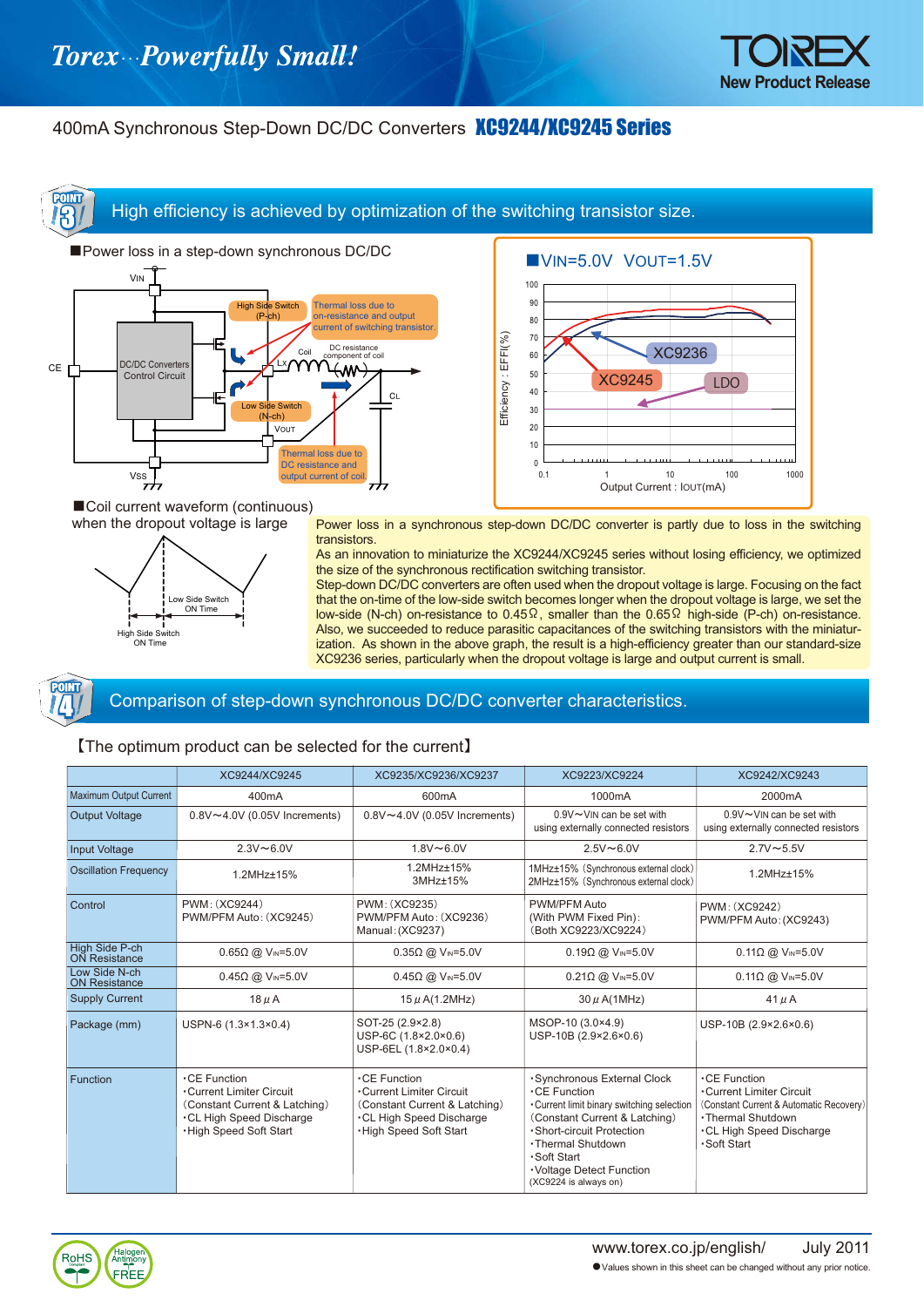# 400mA Synchronous Step-Down DC/DC Converters XC9244/XC9245 Series

## POINT 3 High efficiency is achieved by optimization of the switching transistor size.

■Power loss in a step-down synchronous DC/DC

VIN
CE
DC/DC Converters Control Circuit
High Side Switch (P-ch)
Thermal loss due to on-resistance and output current of switching transistor.
Coil
DC resistance component of coil
LX
Low Side Switch (N-ch)
VOUT
CL
Thermal loss due to DC resistance and output current of coil.
VSS

■VIN=5.0V VOUT=1.5V

Efficiency : EFFI(%)
100
90
80
70
60
50
40
30
20
10
0
0.1
1
10
100
1000
Output Current : IOUT(mA)
XC9236
XC9245
LDO

■Coil current waveform (continuous) when the dropout voltage is large

Low Side Switch ON Time
High Side Switch ON Time

Power loss in a synchronous step-down DC/DC converter is partly due to loss in the switching transistors.
As an innovation to miniaturize the XC9244/XC9245 series without losing efficiency, we optimized the size of the synchronous rectification switching transistor.
Step-down DC/DC converters are often used when the dropout voltage is large. Focusing on the fact that the on-time of the low-side switch becomes longer when the dropout voltage is large, we set the low-side (N-ch) on-resistance to 0.45Ω, smaller than the 0.65Ω high-side (P-ch) on-resistance. Also, we succeeded to reduce parasitic capacitances of the switching transistors with the miniaturization. As shown in the above graph, the result is a high-efficiency greater than our standard-size XC9236 series, particularly when the dropout voltage is large and output current is small.

## POINT 4 Comparison of step-down synchronous DC/DC converter characteristics.

【The optimum product can be selected for the current】

| | XC9244/XC9245 | XC9235/XC9236/XC9237 | XC9223/XC9224 | XC9242/XC9243 |
|---|---|---|---|---|
| Maximum Output Current | 400mA | 600mA | 1000mA | 2000mA |
| Output Voltage | 0.8V～4.0V (0.05V Increments) | 0.8V～4.0V (0.05V Increments) | 0.9V～VIN can be set with using externally connected resistors | 0.9V～VIN can be set with using externally connected resistors |
| Input Voltage | 2.3V～6.0V | 1.8V～6.0V | 2.5V～6.0V | 2.7V～5.5V |
| Oscillation Frequency | 1.2MHz±15% | 1.2MHz±15%<br>3MHz±15% | 1MHz±15% (Synchronous external clock)<br>2MHz±15% (Synchronous external clock) | 1.2MHz±15% |
| Control | PWM : (XC9244)<br>PWM/PFM Auto : (XC9245) | PWM : (XC9235)<br>PWM/PFM Auto : (XC9236)<br>Manual : (XC9237) | PWM/PFM Auto<br>(With PWM Fixed Pin) :<br>(Both XC9223/XC9224) | PWM : (XC9242)<br>PWM/PFM Auto : (XC9243) |
| High Side P-ch ON Resistance | 0.65Ω @ $V_{IN}$=5.0V | 0.35Ω @ $V_{IN}$=5.0V | 0.19Ω @ $V_{IN}$=5.0V | 0.11Ω @ $V_{IN}$=5.0V |
| Low Side N-ch ON Resistance | 0.45Ω @ $V_{IN}$=5.0V | 0.45Ω @ $V_{IN}$=5.0V | 0.21Ω @ $V_{IN}$=5.0V | 0.11Ω @ $V_{IN}$=5.0V |
| Supply Current | 18 μA | 15 μA(1.2MHz) | 30 μA(1MHz) | 41 μA |
| Package (mm) | USPN-6 (1.3×1.3×0.4) | SOT-25 (2.9×2.8)<br>USP-6C (1.8×2.0×0.6)<br>USP-6EL (1.8×2.0×0.4) | MSOP-10 (3.0×4.9)<br>USP-10B (2.9×2.6×0.6) | USP-10B (2.9×2.6×0.6) |
| Function | ・CE Function<br>・Current Limiter Circuit (Constant Current & Latching)<br>・CL High Speed Discharge<br>・High Speed Soft Start | ・CE Function<br>・Current Limiter Circuit (Constant Current & Latching)<br>・CL High Speed Discharge<br>・High Speed Soft Start | ・Synchronous External Clock<br>・CE Function<br>・Current limit binary switching selection (Constant Current & Latching)<br>・Short-circuit Protection<br>・Thermal Shutdown<br>・Soft Start<br>・Voltage Detect Function (XC9224 is always on) | ・CE Function<br>・Current Limiter Circuit (Constant Current & Automatic Recovery)<br>・Thermal Shutdown<br>・CL High Speed Discharge<br>・Soft Start |

www.torex.co.jp/english/ July 2011

●Values shown in this sheet can be changed without any prior notice.